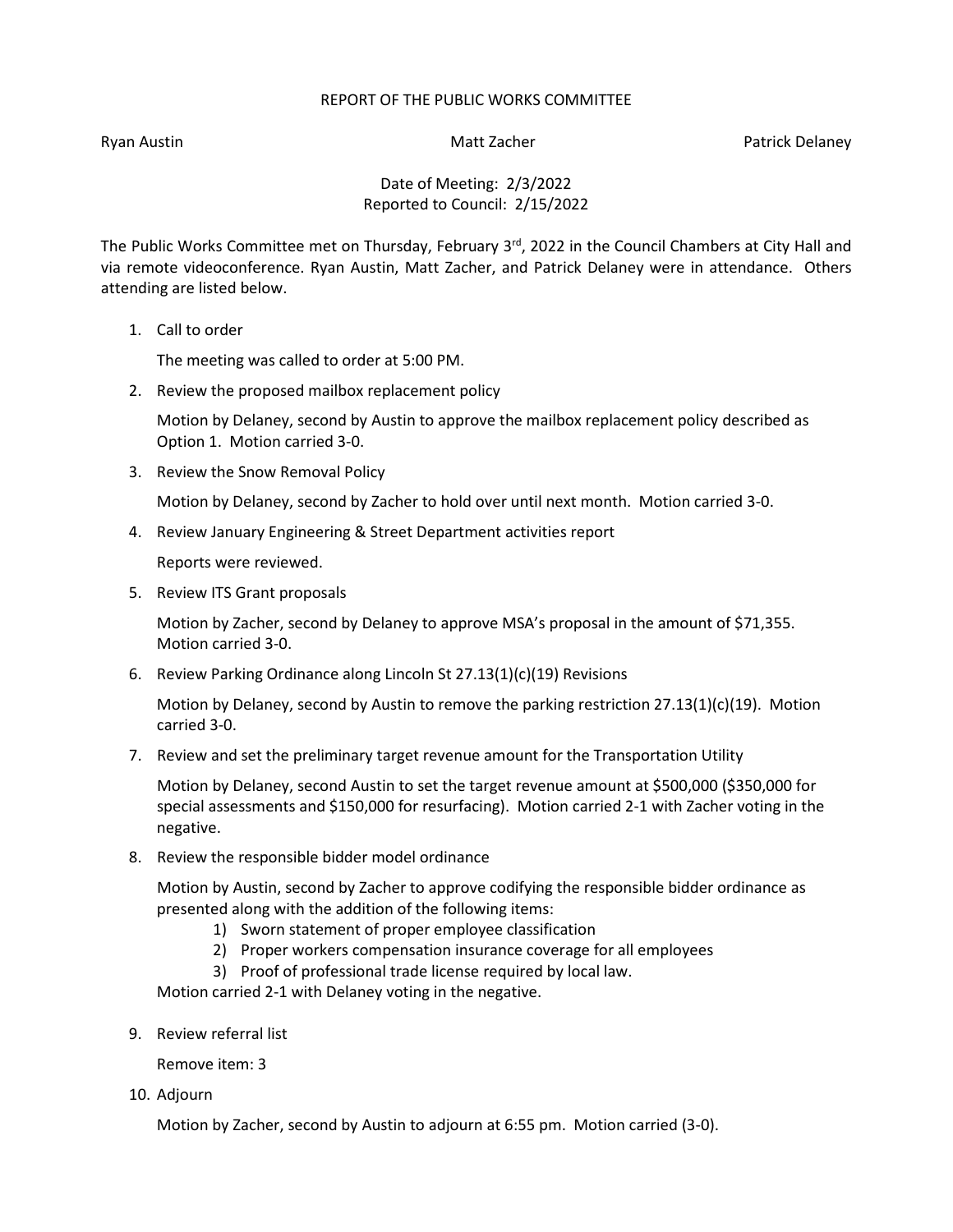# REPORT OF THE PUBLIC WORKS COMMITTEE

Ryan Austin Matt Zacher Patrick Delaney

Date of Meeting: 2/3/2022
Reported to Council: 2/15/2022

The Public Works Committee met on Thursday, February 3rd, 2022 in the Council Chambers at City Hall and via remote videoconference. Ryan Austin, Matt Zacher, and Patrick Delaney were in attendance. Others attending are listed below.

1. Call to order

   The meeting was called to order at 5:00 PM.

2. Review the proposed mailbox replacement policy

   Motion by Delaney, second by Austin to approve the mailbox replacement policy described as Option 1. Motion carried 3-0.

3. Review the Snow Removal Policy

   Motion by Delaney, second by Zacher to hold over until next month. Motion carried 3-0.

4. Review January Engineering & Street Department activities report

   Reports were reviewed.

5. Review ITS Grant proposals

   Motion by Zacher, second by Delaney to approve MSA's proposal in the amount of $71,355. Motion carried 3-0.

6. Review Parking Ordinance along Lincoln St 27.13(1)(c)(19) Revisions

   Motion by Delaney, second by Austin to remove the parking restriction 27.13(1)(c)(19). Motion carried 3-0.

7. Review and set the preliminary target revenue amount for the Transportation Utility

   Motion by Delaney, second Austin to set the target revenue amount at $500,000 ($350,000 for special assessments and $150,000 for resurfacing). Motion carried 2-1 with Zacher voting in the negative.

8. Review the responsible bidder model ordinance

   Motion by Austin, second by Zacher to approve codifying the responsible bidder ordinance as presented along with the addition of the following items:
   1) Sworn statement of proper employee classification
   2) Proper workers compensation insurance coverage for all employees
   3) Proof of professional trade license required by local law.

   Motion carried 2-1 with Delaney voting in the negative.

9. Review referral list

   Remove item: 3

10. Adjourn

    Motion by Zacher, second by Austin to adjourn at 6:55 pm. Motion carried (3-0).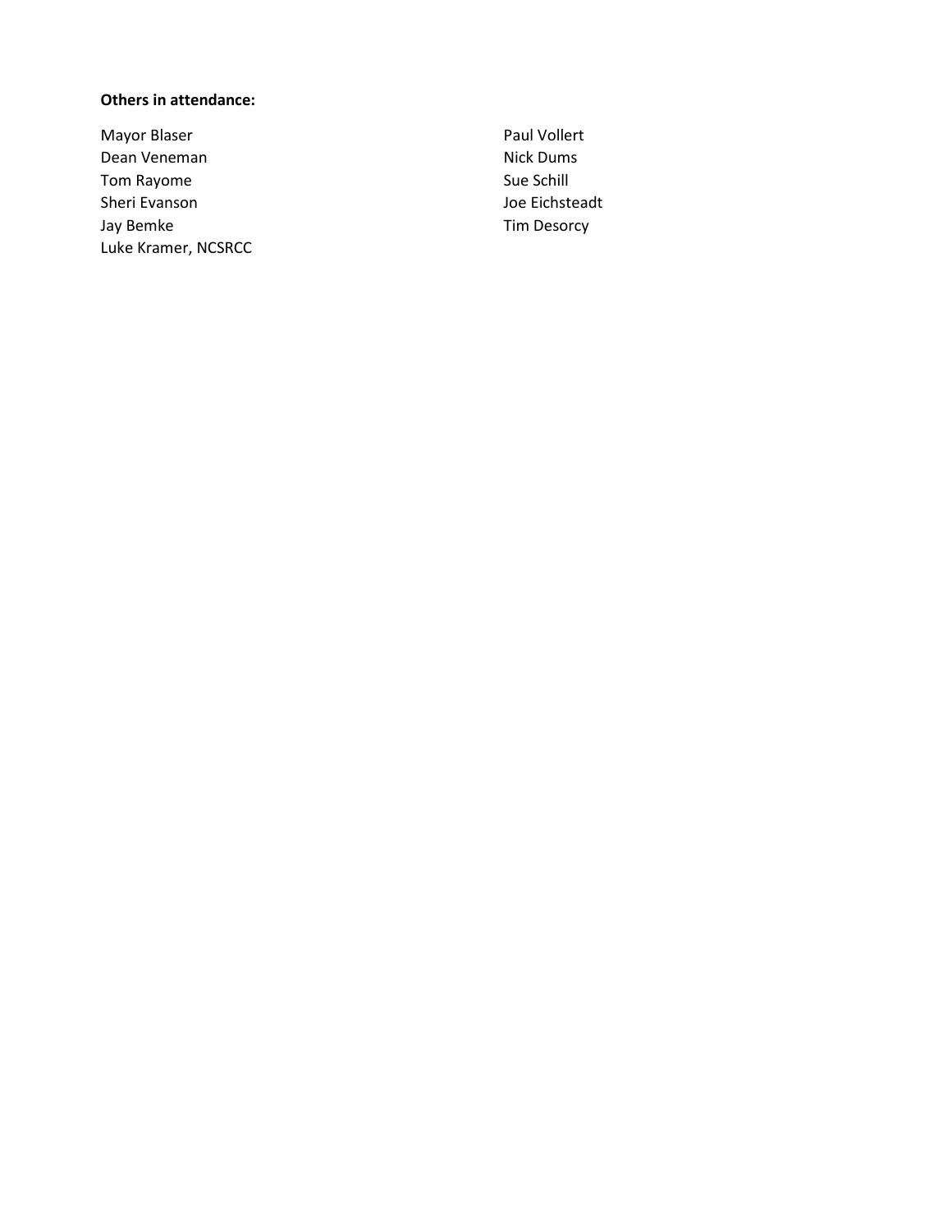**Others in attendance:**

Mayor Blaser
Dean Veneman
Tom Rayome
Sheri Evanson
Jay Bemke
Luke Kramer, NCSRCC
Paul Vollert
Nick Dums
Sue Schill
Joe Eichsteadt
Tim Desorcy